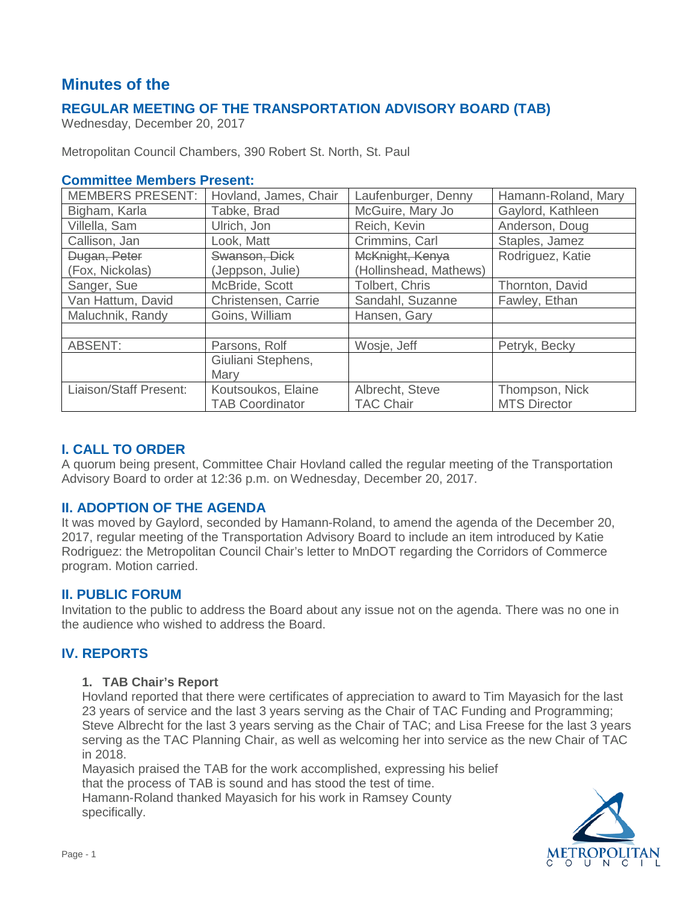# Minutes of the

## REGULAR MEETING OF THE TRANSPORTATION ADVISORY BOARD (TAB)

Wednesday, December 20, 2017

Metropolitan Council Chambers, 390 Robert St. North, St. Paul

### Committee Members Present:

| MEMBERS PRESENT: | Hovland, James, Chair | Laufenburger, Denny | Hamann-Roland, Mary |
|---|---|---|---|
| Bigham, Karla | Tabke, Brad | McGuire, Mary Jo | Gaylord, Kathleen |
| Villella, Sam | Ulrich, Jon | Reich, Kevin | Anderson, Doug |
| Callison, Jan | Look, Matt | Crimmins, Carl | Staples, Jamez |
| ~~Dugan, Peter~~ (Fox, Nickolas) | ~~Swanson, Dick~~ (Jeppson, Julie) | ~~McKnight, Kenya~~ (Hollinshead, Mathews) | Rodriguez, Katie |
| Sanger, Sue | McBride, Scott | Tolbert, Chris | Thornton, David |
| Van Hattum, David | Christensen, Carrie | Sandahl, Suzanne | Fawley, Ethan |
| Maluchnik, Randy | Goins, William | Hansen, Gary | |
| | | | |
| ABSENT: | Parsons, Rolf | Wosje, Jeff | Petryk, Becky |
| | Giuliani Stephens, Mary | | |
| Liaison/Staff Present: | Koutsoukos, Elaine TAB Coordinator | Albrecht, Steve TAC Chair | Thompson, Nick MTS Director |

## I. CALL TO ORDER

A quorum being present, Committee Chair Hovland called the regular meeting of the Transportation Advisory Board to order at 12:36 p.m. on Wednesday, December 20, 2017.

## II. ADOPTION OF THE AGENDA

It was moved by Gaylord, seconded by Hamann-Roland, to amend the agenda of the December 20, 2017, regular meeting of the Transportation Advisory Board to include an item introduced by Katie Rodriguez: the Metropolitan Council Chair's letter to MnDOT regarding the Corridors of Commerce program. Motion carried.

## II. PUBLIC FORUM

Invitation to the public to address the Board about any issue not on the agenda. There was no one in the audience who wished to address the Board.

## IV. REPORTS

### 1. TAB Chair's Report

Hovland reported that there were certificates of appreciation to award to Tim Mayasich for the last 23 years of service and the last 3 years serving as the Chair of TAC Funding and Programming; Steve Albrecht for the last 3 years serving as the Chair of TAC; and Lisa Freese for the last 3 years serving as the TAC Planning Chair, as well as welcoming her into service as the new Chair of TAC in 2018.

Mayasich praised the TAB for the work accomplished, expressing his belief that the process of TAB is sound and has stood the test of time.

Hamann-Roland thanked Mayasich for his work in Ramsey County specifically.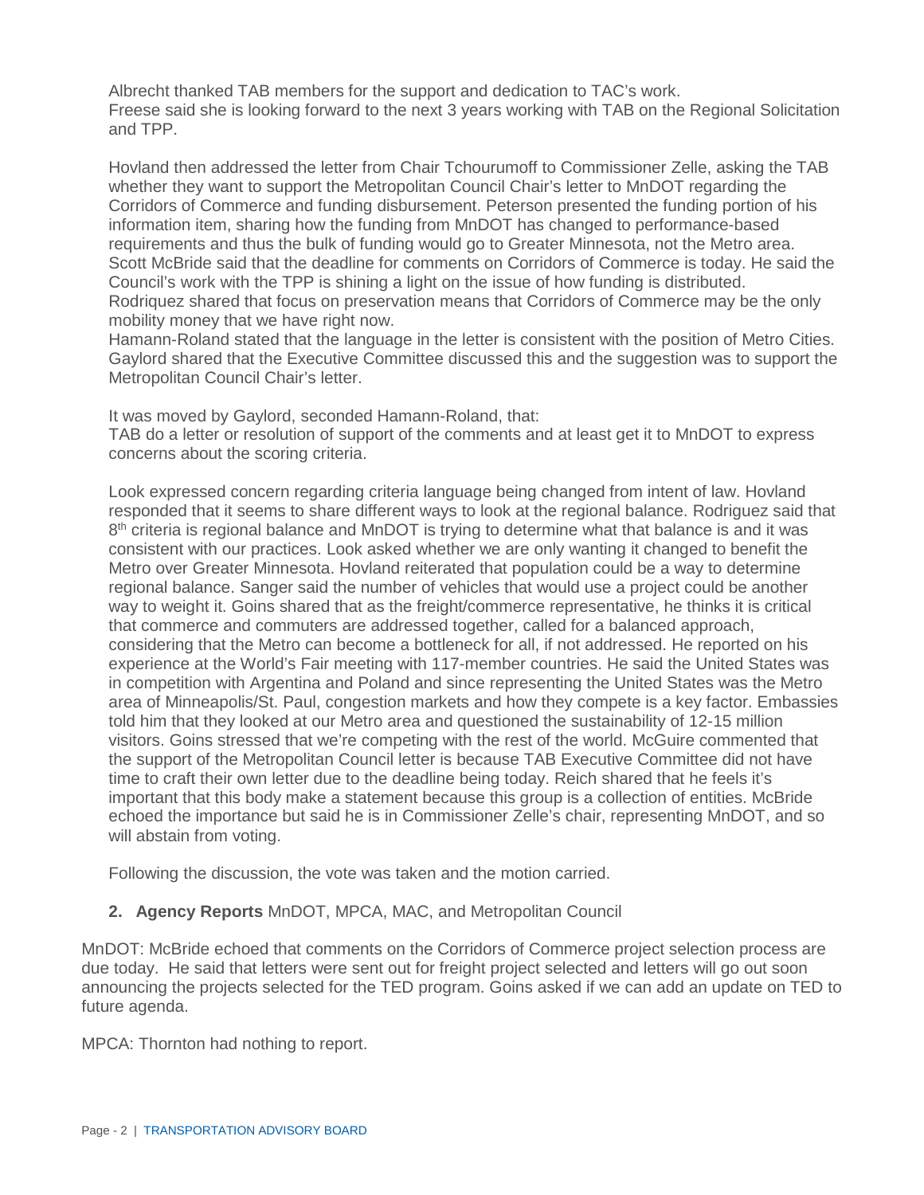Albrecht thanked TAB members for the support and dedication to TAC's work.
Freese said she is looking forward to the next 3 years working with TAB on the Regional Solicitation and TPP.

Hovland then addressed the letter from Chair Tchourumoff to Commissioner Zelle, asking the TAB whether they want to support the Metropolitan Council Chair's letter to MnDOT regarding the Corridors of Commerce and funding disbursement. Peterson presented the funding portion of his information item, sharing how the funding from MnDOT has changed to performance-based requirements and thus the bulk of funding would go to Greater Minnesota, not the Metro area. Scott McBride said that the deadline for comments on Corridors of Commerce is today. He said the Council's work with the TPP is shining a light on the issue of how funding is distributed. Rodriquez shared that focus on preservation means that Corridors of Commerce may be the only mobility money that we have right now.
Hamann-Roland stated that the language in the letter is consistent with the position of Metro Cities. Gaylord shared that the Executive Committee discussed this and the suggestion was to support the Metropolitan Council Chair's letter.

It was moved by Gaylord, seconded Hamann-Roland, that:
TAB do a letter or resolution of support of the comments and at least get it to MnDOT to express concerns about the scoring criteria.

Look expressed concern regarding criteria language being changed from intent of law. Hovland responded that it seems to share different ways to look at the regional balance. Rodriguez said that 8th criteria is regional balance and MnDOT is trying to determine what that balance is and it was consistent with our practices. Look asked whether we are only wanting it changed to benefit the Metro over Greater Minnesota. Hovland reiterated that population could be a way to determine regional balance. Sanger said the number of vehicles that would use a project could be another way to weight it. Goins shared that as the freight/commerce representative, he thinks it is critical that commerce and commuters are addressed together, called for a balanced approach, considering that the Metro can become a bottleneck for all, if not addressed. He reported on his experience at the World's Fair meeting with 117-member countries. He said the United States was in competition with Argentina and Poland and since representing the United States was the Metro area of Minneapolis/St. Paul, congestion markets and how they compete is a key factor. Embassies told him that they looked at our Metro area and questioned the sustainability of 12-15 million visitors. Goins stressed that we're competing with the rest of the world. McGuire commented that the support of the Metropolitan Council letter is because TAB Executive Committee did not have time to craft their own letter due to the deadline being today. Reich shared that he feels it's important that this body make a statement because this group is a collection of entities. McBride echoed the importance but said he is in Commissioner Zelle's chair, representing MnDOT, and so will abstain from voting.

Following the discussion, the vote was taken and the motion carried.

2. **Agency Reports** MnDOT, MPCA, MAC, and Metropolitan Council

MnDOT: McBride echoed that comments on the Corridors of Commerce project selection process are due today. He said that letters were sent out for freight project selected and letters will go out soon announcing the projects selected for the TED program. Goins asked if we can add an update on TED to future agenda.

MPCA: Thornton had nothing to report.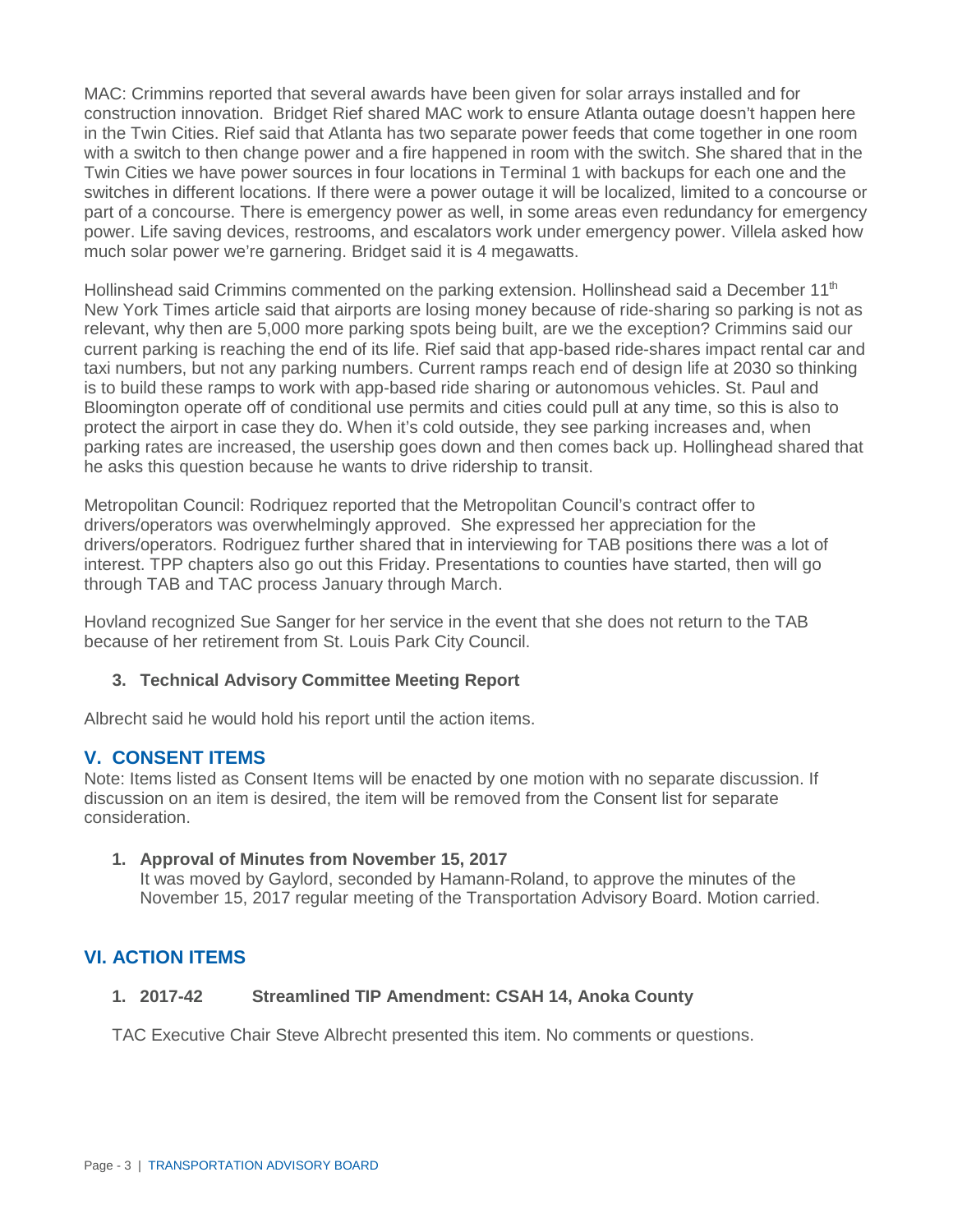MAC: Crimmins reported that several awards have been given for solar arrays installed and for construction innovation. Bridget Rief shared MAC work to ensure Atlanta outage doesn't happen here in the Twin Cities. Rief said that Atlanta has two separate power feeds that come together in one room with a switch to then change power and a fire happened in room with the switch. She shared that in the Twin Cities we have power sources in four locations in Terminal 1 with backups for each one and the switches in different locations. If there were a power outage it will be localized, limited to a concourse or part of a concourse. There is emergency power as well, in some areas even redundancy for emergency power. Life saving devices, restrooms, and escalators work under emergency power. Villela asked how much solar power we're garnering. Bridget said it is 4 megawatts.

Hollinshead said Crimmins commented on the parking extension. Hollinshead said a December 11th New York Times article said that airports are losing money because of ride-sharing so parking is not as relevant, why then are 5,000 more parking spots being built, are we the exception? Crimmins said our current parking is reaching the end of its life. Rief said that app-based ride-shares impact rental car and taxi numbers, but not any parking numbers. Current ramps reach end of design life at 2030 so thinking is to build these ramps to work with app-based ride sharing or autonomous vehicles. St. Paul and Bloomington operate off of conditional use permits and cities could pull at any time, so this is also to protect the airport in case they do. When it's cold outside, they see parking increases and, when parking rates are increased, the usership goes down and then comes back up. Hollinghead shared that he asks this question because he wants to drive ridership to transit.

Metropolitan Council: Rodriquez reported that the Metropolitan Council's contract offer to drivers/operators was overwhelmingly approved. She expressed her appreciation for the drivers/operators. Rodriguez further shared that in interviewing for TAB positions there was a lot of interest. TPP chapters also go out this Friday. Presentations to counties have started, then will go through TAB and TAC process January through March.

Hovland recognized Sue Sanger for her service in the event that she does not return to the TAB because of her retirement from St. Louis Park City Council.

**3. Technical Advisory Committee Meeting Report**

Albrecht said he would hold his report until the action items.

## V. CONSENT ITEMS

Note: Items listed as Consent Items will be enacted by one motion with no separate discussion. If discussion on an item is desired, the item will be removed from the Consent list for separate consideration.

**1. Approval of Minutes from November 15, 2017**

It was moved by Gaylord, seconded by Hamann-Roland, to approve the minutes of the November 15, 2017 regular meeting of the Transportation Advisory Board. Motion carried.

## VI. ACTION ITEMS

**1. 2017-42 Streamlined TIP Amendment: CSAH 14, Anoka County**

TAC Executive Chair Steve Albrecht presented this item. No comments or questions.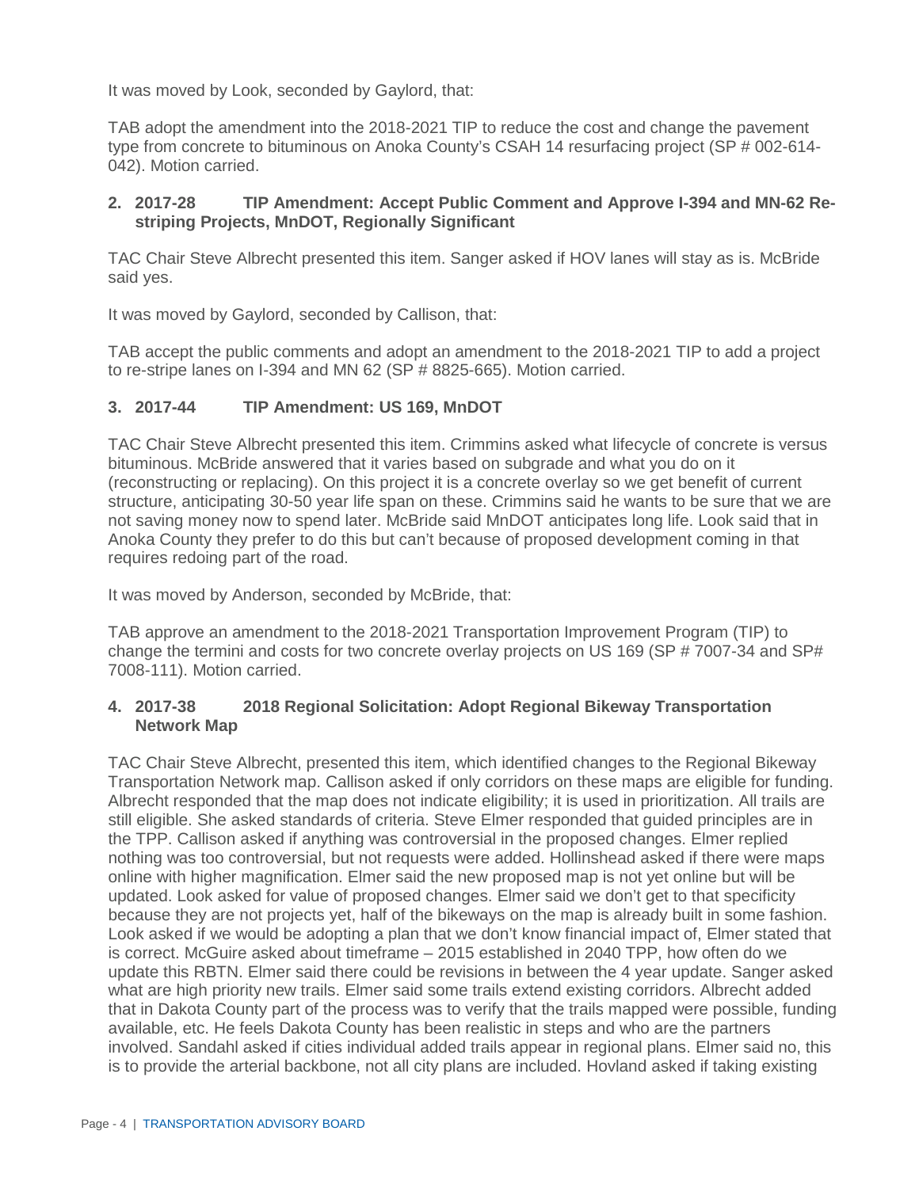It was moved by Look, seconded by Gaylord, that:

TAB adopt the amendment into the 2018-2021 TIP to reduce the cost and change the pavement type from concrete to bituminous on Anoka County's CSAH 14 resurfacing project (SP # 002-614-042). Motion carried.

**2. 2017-28 TIP Amendment: Accept Public Comment and Approve I-394 and MN-62 Re-striping Projects, MnDOT, Regionally Significant**

TAC Chair Steve Albrecht presented this item. Sanger asked if HOV lanes will stay as is. McBride said yes.

It was moved by Gaylord, seconded by Callison, that:

TAB accept the public comments and adopt an amendment to the 2018-2021 TIP to add a project to re-stripe lanes on I-394 and MN 62 (SP # 8825-665). Motion carried.

**3. 2017-44 TIP Amendment: US 169, MnDOT**

TAC Chair Steve Albrecht presented this item. Crimmins asked what lifecycle of concrete is versus bituminous. McBride answered that it varies based on subgrade and what you do on it (reconstructing or replacing). On this project it is a concrete overlay so we get benefit of current structure, anticipating 30-50 year life span on these. Crimmins said he wants to be sure that we are not saving money now to spend later. McBride said MnDOT anticipates long life. Look said that in Anoka County they prefer to do this but can't because of proposed development coming in that requires redoing part of the road.

It was moved by Anderson, seconded by McBride, that:

TAB approve an amendment to the 2018-2021 Transportation Improvement Program (TIP) to change the termini and costs for two concrete overlay projects on US 169 (SP # 7007-34 and SP# 7008-111). Motion carried.

**4. 2017-38 2018 Regional Solicitation: Adopt Regional Bikeway Transportation Network Map**

TAC Chair Steve Albrecht, presented this item, which identified changes to the Regional Bikeway Transportation Network map. Callison asked if only corridors on these maps are eligible for funding. Albrecht responded that the map does not indicate eligibility; it is used in prioritization. All trails are still eligible. She asked standards of criteria. Steve Elmer responded that guided principles are in the TPP. Callison asked if anything was controversial in the proposed changes. Elmer replied nothing was too controversial, but not requests were added. Hollinshead asked if there were maps online with higher magnification. Elmer said the new proposed map is not yet online but will be updated. Look asked for value of proposed changes. Elmer said we don't get to that specificity because they are not projects yet, half of the bikeways on the map is already built in some fashion. Look asked if we would be adopting a plan that we don't know financial impact of, Elmer stated that is correct. McGuire asked about timeframe – 2015 established in 2040 TPP, how often do we update this RBTN. Elmer said there could be revisions in between the 4 year update. Sanger asked what are high priority new trails. Elmer said some trails extend existing corridors. Albrecht added that in Dakota County part of the process was to verify that the trails mapped were possible, funding available, etc. He feels Dakota County has been realistic in steps and who are the partners involved. Sandahl asked if cities individual added trails appear in regional plans. Elmer said no, this is to provide the arterial backbone, not all city plans are included. Hovland asked if taking existing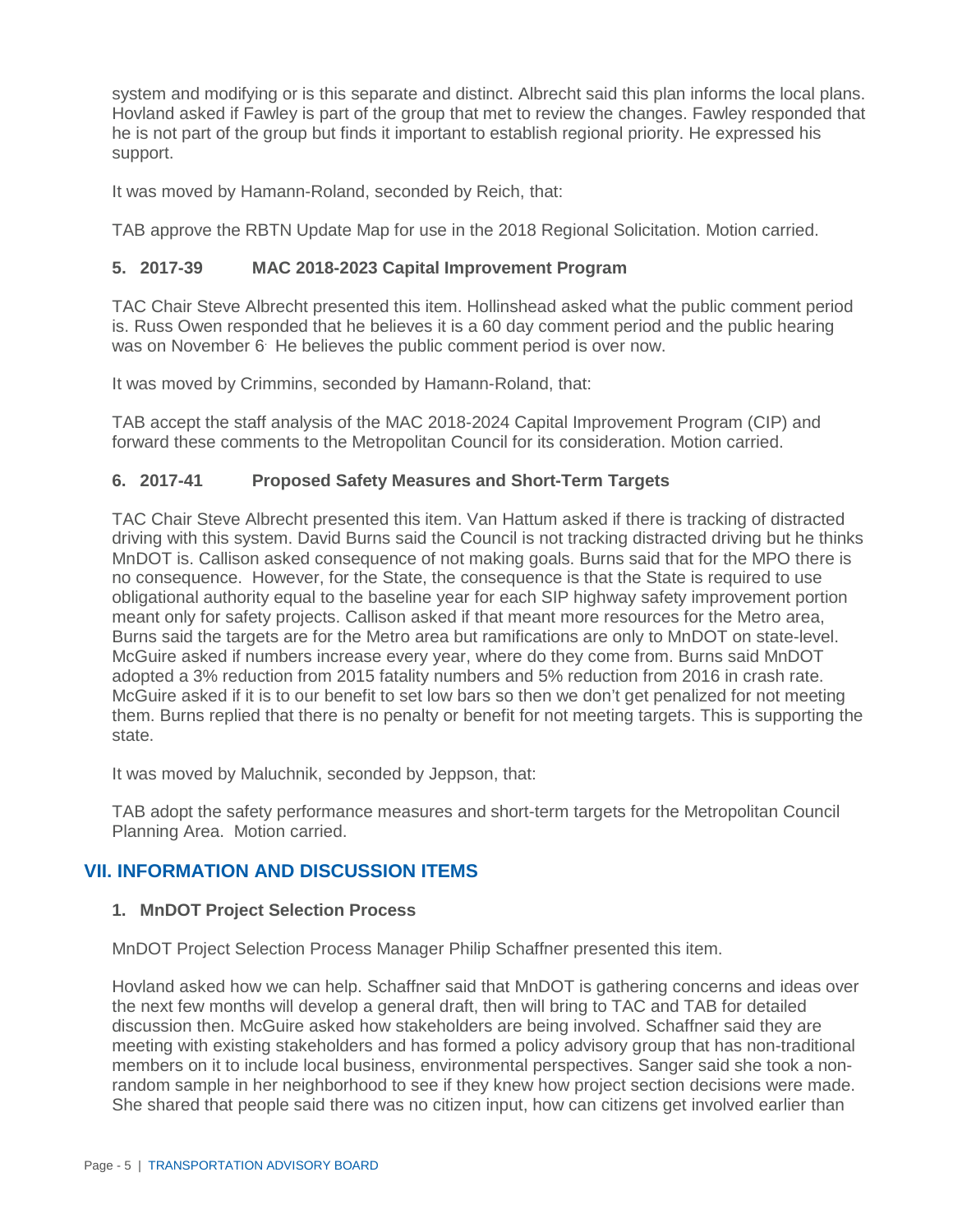system and modifying or is this separate and distinct. Albrecht said this plan informs the local plans. Hovland asked if Fawley is part of the group that met to review the changes. Fawley responded that he is not part of the group but finds it important to establish regional priority. He expressed his support.

It was moved by Hamann-Roland, seconded by Reich, that:

TAB approve the RBTN Update Map for use in the 2018 Regional Solicitation. Motion carried.

### 5. 2017-39 MAC 2018-2023 Capital Improvement Program

TAC Chair Steve Albrecht presented this item. Hollinshead asked what the public comment period is. Russ Owen responded that he believes it is a 60 day comment period and the public hearing was on November 6. He believes the public comment period is over now.

It was moved by Crimmins, seconded by Hamann-Roland, that:

TAB accept the staff analysis of the MAC 2018-2024 Capital Improvement Program (CIP) and forward these comments to the Metropolitan Council for its consideration. Motion carried.

### 6. 2017-41 Proposed Safety Measures and Short-Term Targets

TAC Chair Steve Albrecht presented this item. Van Hattum asked if there is tracking of distracted driving with this system. David Burns said the Council is not tracking distracted driving but he thinks MnDOT is. Callison asked consequence of not making goals. Burns said that for the MPO there is no consequence. However, for the State, the consequence is that the State is required to use obligational authority equal to the baseline year for each SIP highway safety improvement portion meant only for safety projects. Callison asked if that meant more resources for the Metro area, Burns said the targets are for the Metro area but ramifications are only to MnDOT on state-level. McGuire asked if numbers increase every year, where do they come from. Burns said MnDOT adopted a 3% reduction from 2015 fatality numbers and 5% reduction from 2016 in crash rate. McGuire asked if it is to our benefit to set low bars so then we don't get penalized for not meeting them. Burns replied that there is no penalty or benefit for not meeting targets. This is supporting the state.

It was moved by Maluchnik, seconded by Jeppson, that:

TAB adopt the safety performance measures and short-term targets for the Metropolitan Council Planning Area. Motion carried.

## VII. INFORMATION AND DISCUSSION ITEMS

### 1. MnDOT Project Selection Process

MnDOT Project Selection Process Manager Philip Schaffner presented this item.

Hovland asked how we can help. Schaffner said that MnDOT is gathering concerns and ideas over the next few months will develop a general draft, then will bring to TAC and TAB for detailed discussion then. McGuire asked how stakeholders are being involved. Schaffner said they are meeting with existing stakeholders and has formed a policy advisory group that has non-traditional members on it to include local business, environmental perspectives. Sanger said she took a non-random sample in her neighborhood to see if they knew how project section decisions were made. She shared that people said there was no citizen input, how can citizens get involved earlier than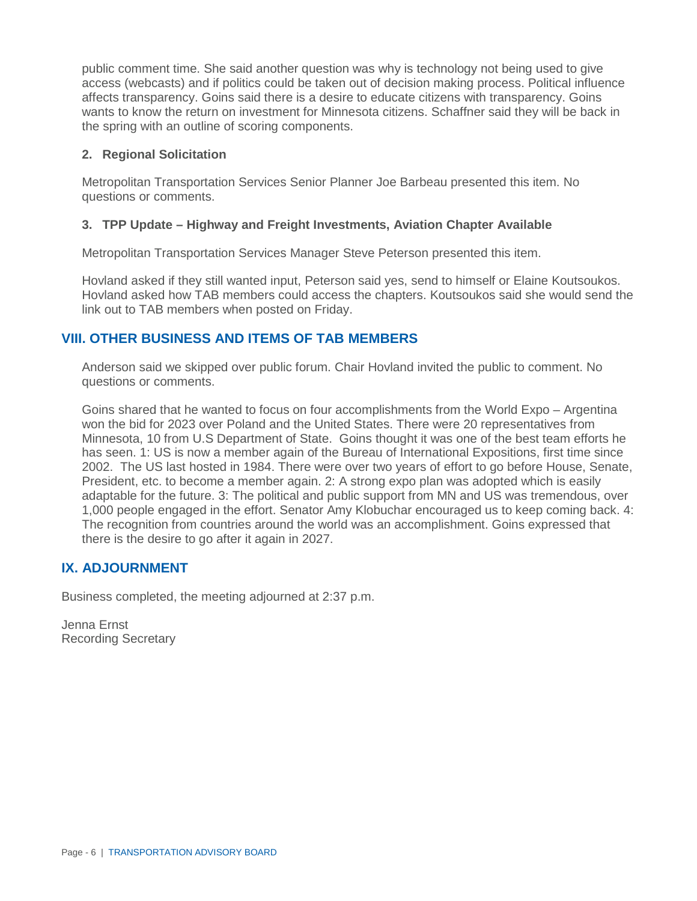public comment time. She said another question was why is technology not being used to give access (webcasts) and if politics could be taken out of decision making process. Political influence affects transparency. Goins said there is a desire to educate citizens with transparency. Goins wants to know the return on investment for Minnesota citizens. Schaffner said they will be back in the spring with an outline of scoring components.

**2. Regional Solicitation**

Metropolitan Transportation Services Senior Planner Joe Barbeau presented this item. No questions or comments.

**3. TPP Update – Highway and Freight Investments, Aviation Chapter Available**

Metropolitan Transportation Services Manager Steve Peterson presented this item.

Hovland asked if they still wanted input, Peterson said yes, send to himself or Elaine Koutsoukos. Hovland asked how TAB members could access the chapters. Koutsoukos said she would send the link out to TAB members when posted on Friday.

## VIII. OTHER BUSINESS AND ITEMS OF TAB MEMBERS

Anderson said we skipped over public forum. Chair Hovland invited the public to comment. No questions or comments.

Goins shared that he wanted to focus on four accomplishments from the World Expo – Argentina won the bid for 2023 over Poland and the United States. There were 20 representatives from Minnesota, 10 from U.S Department of State. Goins thought it was one of the best team efforts he has seen. 1: US is now a member again of the Bureau of International Expositions, first time since 2002. The US last hosted in 1984. There were over two years of effort to go before House, Senate, President, etc. to become a member again. 2: A strong expo plan was adopted which is easily adaptable for the future. 3: The political and public support from MN and US was tremendous, over 1,000 people engaged in the effort. Senator Amy Klobuchar encouraged us to keep coming back. 4: The recognition from countries around the world was an accomplishment. Goins expressed that there is the desire to go after it again in 2027.

## IX. ADJOURNMENT

Business completed, the meeting adjourned at 2:37 p.m.

Jenna Ernst
Recording Secretary